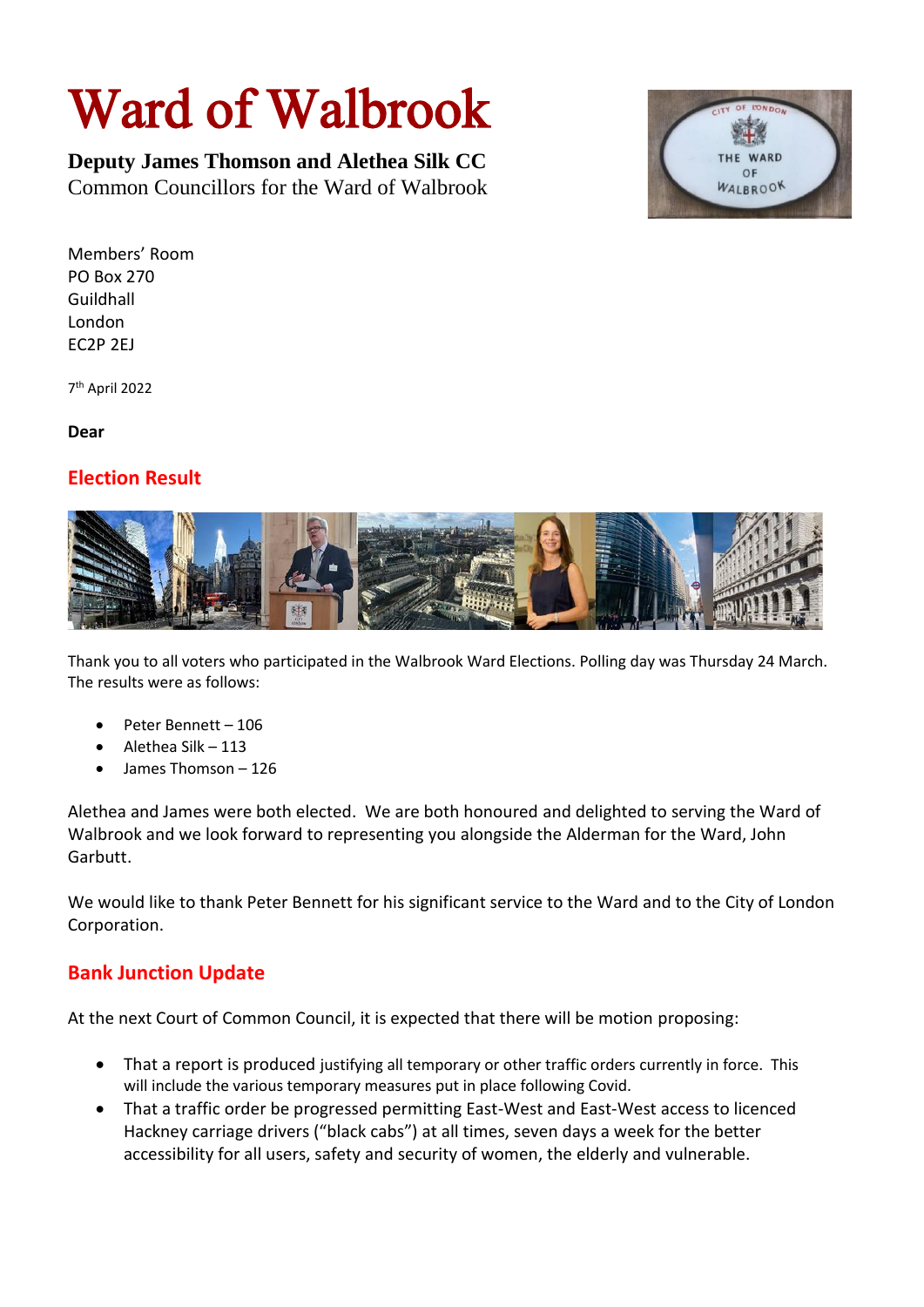# Ward of Walbrook

**Deputy James Thomson and Alethea Silk CC**
Common Councillors for the Ward of Walbrook

Members' Room
PO Box 270
Guildhall
London
EC2P 2EJ

7th April 2022

**Dear**

## Election Result

Thank you to all voters who participated in the Walbrook Ward Elections. Polling day was Thursday 24 March. The results were as follows:

- Peter Bennett – 106
- Alethea Silk – 113
- James Thomson – 126

Alethea and James were both elected. We are both honoured and delighted to serving the Ward of Walbrook and we look forward to representing you alongside the Alderman for the Ward, John Garbutt.

We would like to thank Peter Bennett for his significant service to the Ward and to the City of London Corporation.

## Bank Junction Update

At the next Court of Common Council, it is expected that there will be motion proposing:

- That a report is produced justifying all temporary or other traffic orders currently in force. This will include the various temporary measures put in place following Covid.
- That a traffic order be progressed permitting East-West and East-West access to licenced Hackney carriage drivers ("black cabs") at all times, seven days a week for the better accessibility for all users, safety and security of women, the elderly and vulnerable.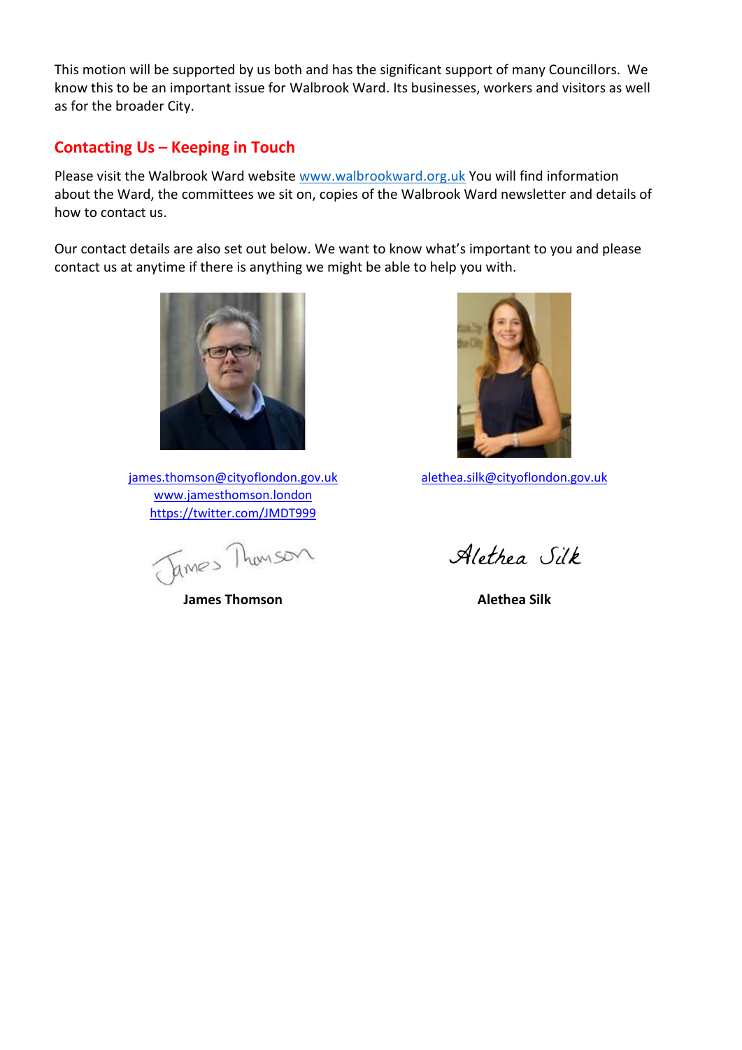This motion will be supported by us both and has the significant support of many Councillors. We know this to be an important issue for Walbrook Ward. Its businesses, workers and visitors as well as for the broader City.

## Contacting Us – Keeping in Touch

Please visit the Walbrook Ward website www.walbrookward.org.uk You will find information about the Ward, the committees we sit on, copies of the Walbrook Ward newsletter and details of how to contact us.

Our contact details are also set out below. We want to know what's important to you and please contact us at anytime if there is anything we might be able to help you with.

james.thomson@cityoflondon.gov.uk
www.jamesthomson.london
https://twitter.com/JMDT999

James Thomson

**James Thomson**

alethea.silk@cityoflondon.gov.uk

Alethea Silk

**Alethea Silk**